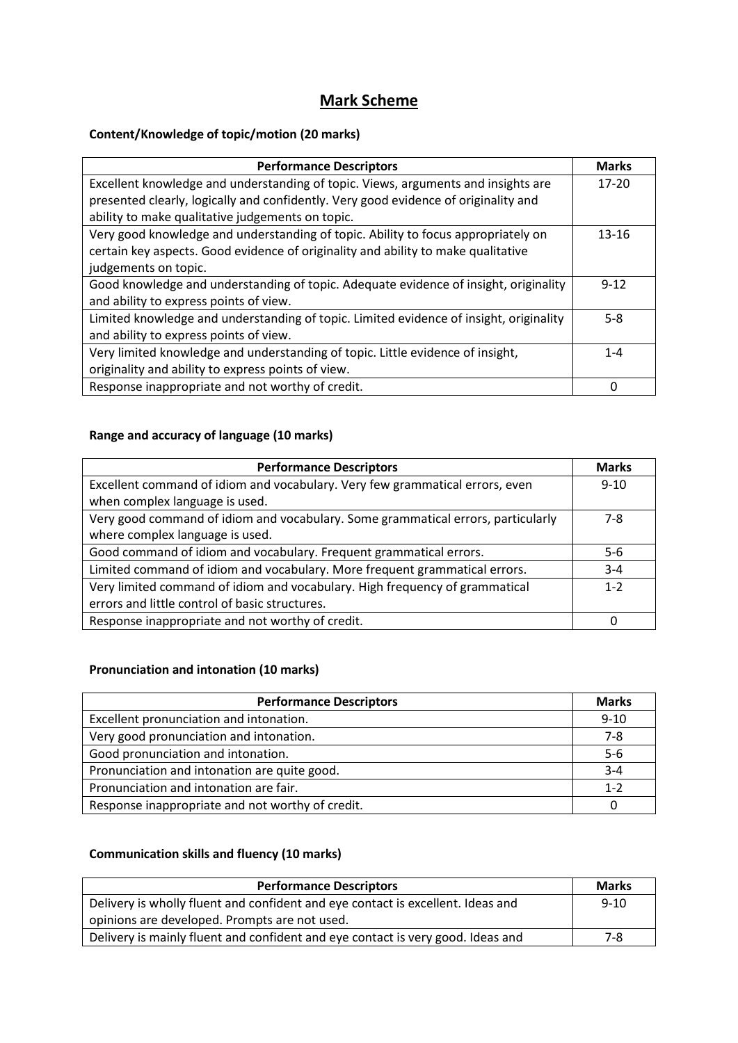# Mark Scheme

### Content/Knowledge of topic/motion (20 marks)

| Performance Descriptors | Marks |
| --- | --- |
| Excellent knowledge and understanding of topic. Views, arguments and insights are presented clearly, logically and confidently. Very good evidence of originality and ability to make qualitative judgements on topic. | 17-20 |
| Very good knowledge and understanding of topic. Ability to focus appropriately on certain key aspects. Good evidence of originality and ability to make qualitative judgements on topic. | 13-16 |
| Good knowledge and understanding of topic. Adequate evidence of insight, originality and ability to express points of view. | 9-12 |
| Limited knowledge and understanding of topic. Limited evidence of insight, originality and ability to express points of view. | 5-8 |
| Very limited knowledge and understanding of topic. Little evidence of insight, originality and ability to express points of view. | 1-4 |
| Response inappropriate and not worthy of credit. | 0 |

### Range and accuracy of language (10 marks)

| Performance Descriptors | Marks |
| --- | --- |
| Excellent command of idiom and vocabulary. Very few grammatical errors, even when complex language is used. | 9-10 |
| Very good command of idiom and vocabulary. Some grammatical errors, particularly where complex language is used. | 7-8 |
| Good command of idiom and vocabulary. Frequent grammatical errors. | 5-6 |
| Limited command of idiom and vocabulary. More frequent grammatical errors. | 3-4 |
| Very limited command of idiom and vocabulary. High frequency of grammatical errors and little control of basic structures. | 1-2 |
| Response inappropriate and not worthy of credit. | 0 |

### Pronunciation and intonation (10 marks)

| Performance Descriptors | Marks |
| --- | --- |
| Excellent pronunciation and intonation. | 9-10 |
| Very good pronunciation and intonation. | 7-8 |
| Good pronunciation and intonation. | 5-6 |
| Pronunciation and intonation are quite good. | 3-4 |
| Pronunciation and intonation are fair. | 1-2 |
| Response inappropriate and not worthy of credit. | 0 |

### Communication skills and fluency (10 marks)

| Performance Descriptors | Marks |
| --- | --- |
| Delivery is wholly fluent and confident and eye contact is excellent. Ideas and opinions are developed. Prompts are not used. | 9-10 |
| Delivery is mainly fluent and confident and eye contact is very good. Ideas and | 7-8 |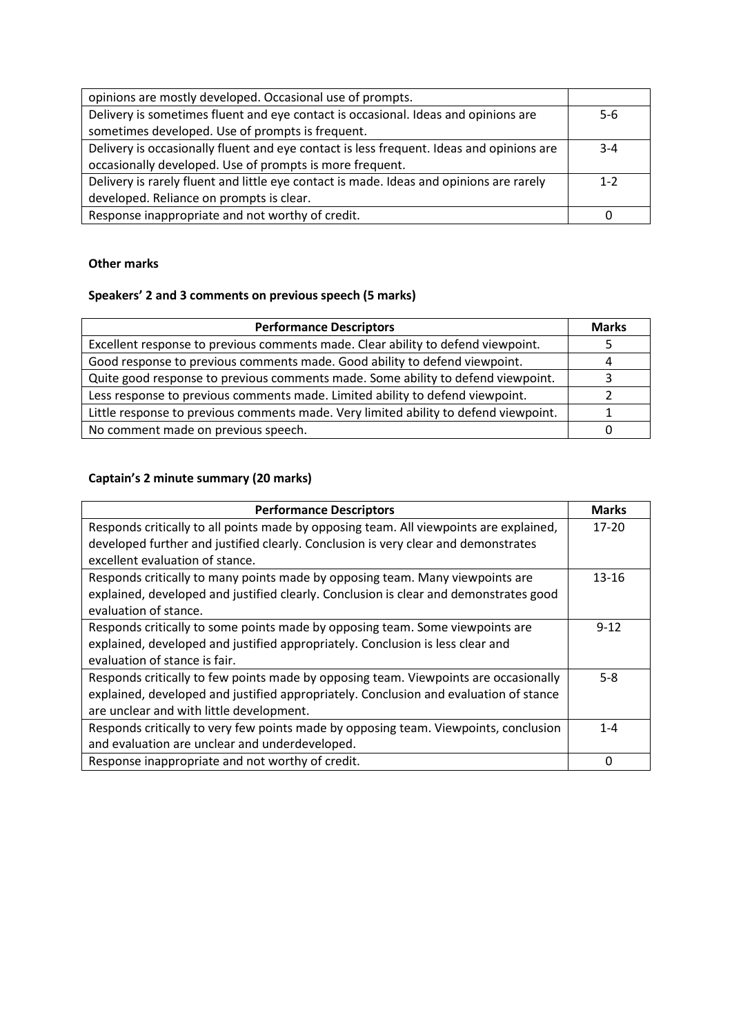| | |
|---|---|
| opinions are mostly developed. Occasional use of prompts. | |
| Delivery is sometimes fluent and eye contact is occasional. Ideas and opinions are sometimes developed. Use of prompts is frequent. | 5-6 |
| Delivery is occasionally fluent and eye contact is less frequent. Ideas and opinions are occasionally developed. Use of prompts is more frequent. | 3-4 |
| Delivery is rarely fluent and little eye contact is made. Ideas and opinions are rarely developed. Reliance on prompts is clear. | 1-2 |
| Response inappropriate and not worthy of credit. | 0 |

**Other marks**

**Speakers' 2 and 3 comments on previous speech (5 marks)**

| Performance Descriptors | Marks |
|---|---|
| Excellent response to previous comments made. Clear ability to defend viewpoint. | 5 |
| Good response to previous comments made. Good ability to defend viewpoint. | 4 |
| Quite good response to previous comments made. Some ability to defend viewpoint. | 3 |
| Less response to previous comments made. Limited ability to defend viewpoint. | 2 |
| Little response to previous comments made. Very limited ability to defend viewpoint. | 1 |
| No comment made on previous speech. | 0 |

**Captain's 2 minute summary (20 marks)**

| Performance Descriptors | Marks |
|---|---|
| Responds critically to all points made by opposing team. All viewpoints are explained, developed further and justified clearly. Conclusion is very clear and demonstrates excellent evaluation of stance. | 17-20 |
| Responds critically to many points made by opposing team. Many viewpoints are explained, developed and justified clearly. Conclusion is clear and demonstrates good evaluation of stance. | 13-16 |
| Responds critically to some points made by opposing team. Some viewpoints are explained, developed and justified appropriately. Conclusion is less clear and evaluation of stance is fair. | 9-12 |
| Responds critically to few points made by opposing team. Viewpoints are occasionally explained, developed and justified appropriately. Conclusion and evaluation of stance are unclear and with little development. | 5-8 |
| Responds critically to very few points made by opposing team. Viewpoints, conclusion and evaluation are unclear and underdeveloped. | 1-4 |
| Response inappropriate and not worthy of credit. | 0 |